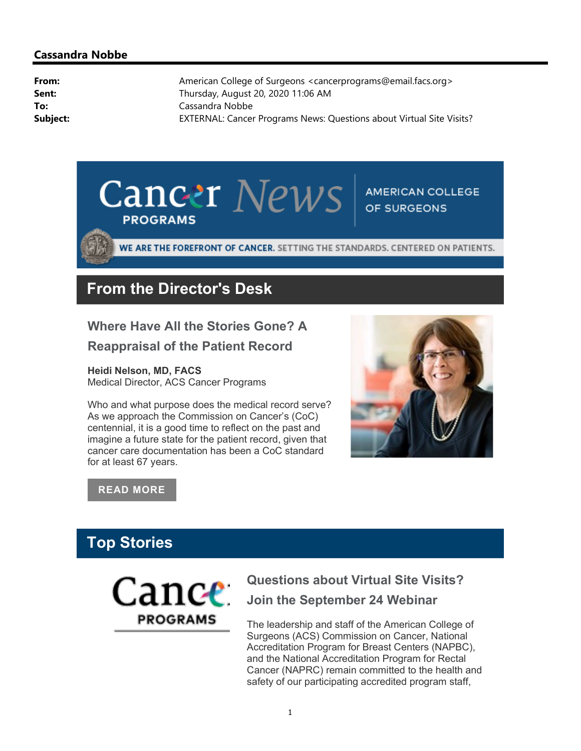## Cassandra Nobbe

| | |
|---|---|
| **From:** | American College of Surgeons <cancerprograms@email.facs.org> |
| **Sent:** | Thursday, August 20, 2020 11:06 AM |
| **To:** | Cassandra Nobbe |
| **Subject:** | EXTERNAL: Cancer Programs News: Questions about Virtual Site Visits? |

Cancer Programs News | AMERICAN COLLEGE OF SURGEONS

WE ARE THE FOREFRONT OF CANCER. SETTING THE STANDARDS. CENTERED ON PATIENTS.

# From the Director's Desk

### Where Have All the Stories Gone? A Reappraisal of the Patient Record

**Heidi Nelson, MD, FACS**
Medical Director, ACS Cancer Programs

Who and what purpose does the medical record serve? As we approach the Commission on Cancer's (CoC) centennial, it is a good time to reflect on the past and imagine a future state for the patient record, given that cancer care documentation has been a CoC standard for at least 67 years.

READ MORE

# Top Stories

### Questions about Virtual Site Visits? Join the September 24 Webinar

The leadership and staff of the American College of Surgeons (ACS) Commission on Cancer, National Accreditation Program for Breast Centers (NAPBC), and the National Accreditation Program for Rectal Cancer (NAPRC) remain committed to the health and safety of our participating accredited program staff,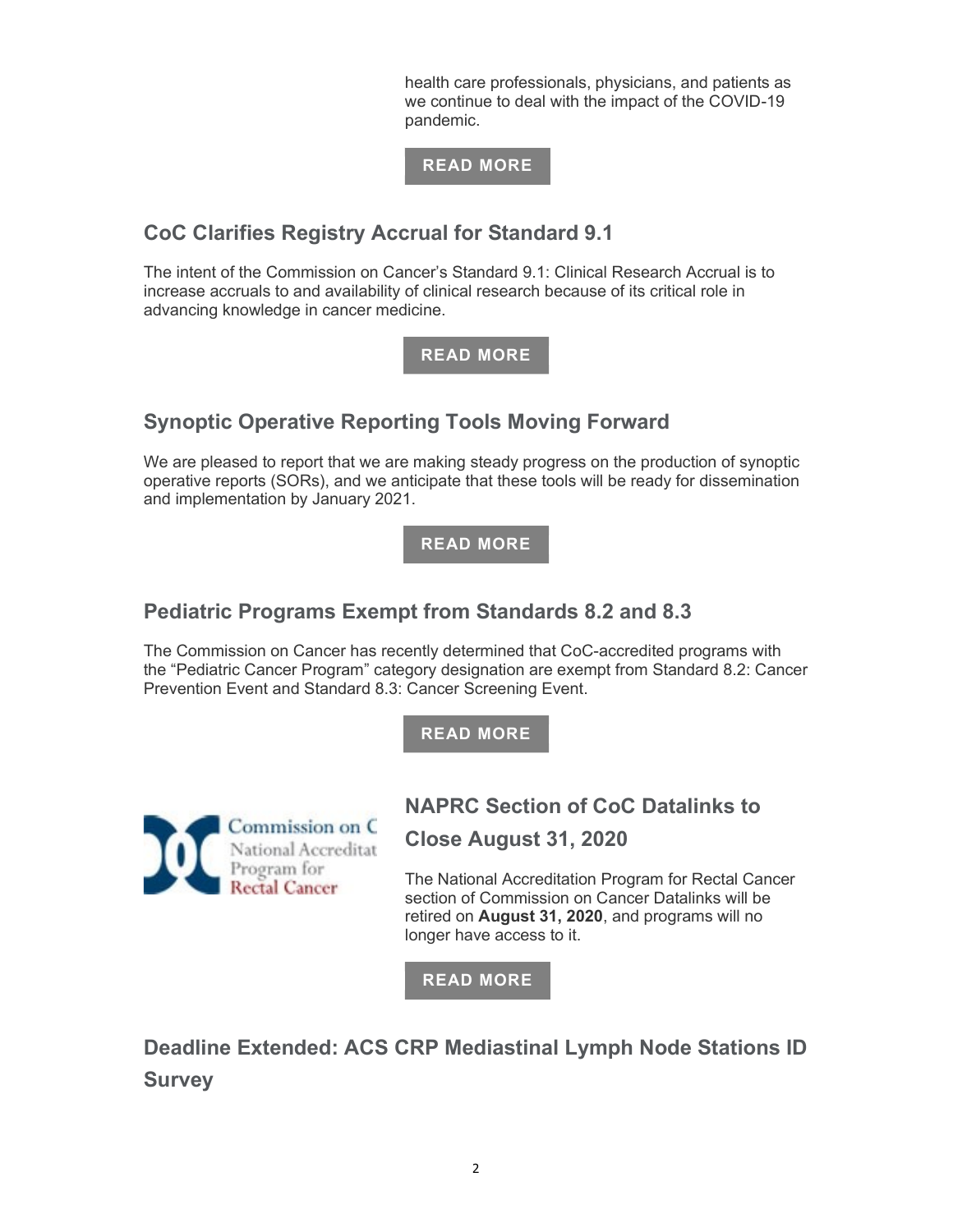health care professionals, physicians, and patients as we continue to deal with the impact of the COVID-19 pandemic.

READ MORE

## CoC Clarifies Registry Accrual for Standard 9.1

The intent of the Commission on Cancer's Standard 9.1: Clinical Research Accrual is to increase accruals to and availability of clinical research because of its critical role in advancing knowledge in cancer medicine.

READ MORE

## Synoptic Operative Reporting Tools Moving Forward

We are pleased to report that we are making steady progress on the production of synoptic operative reports (SORs), and we anticipate that these tools will be ready for dissemination and implementation by January 2021.

READ MORE

## Pediatric Programs Exempt from Standards 8.2 and 8.3

The Commission on Cancer has recently determined that CoC-accredited programs with the "Pediatric Cancer Program" category designation are exempt from Standard 8.2: Cancer Prevention Event and Standard 8.3: Cancer Screening Event.

READ MORE

## NAPRC Section of CoC Datalinks to Close August 31, 2020

The National Accreditation Program for Rectal Cancer section of Commission on Cancer Datalinks will be retired on **August 31, 2020**, and programs will no longer have access to it.

READ MORE

## Deadline Extended: ACS CRP Mediastinal Lymph Node Stations ID Survey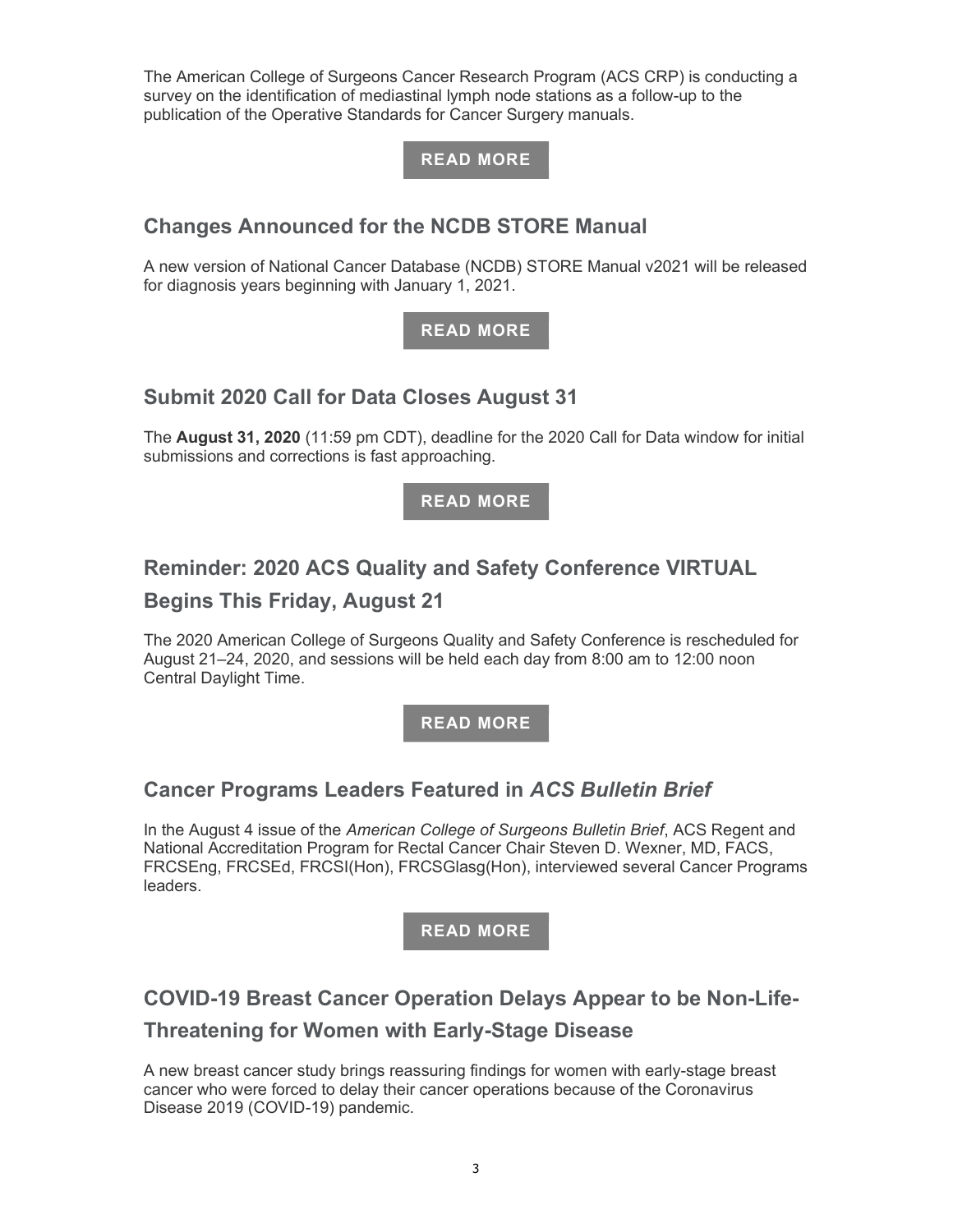The American College of Surgeons Cancer Research Program (ACS CRP) is conducting a survey on the identification of mediastinal lymph node stations as a follow-up to the publication of the Operative Standards for Cancer Surgery manuals.

**READ MORE**

## Changes Announced for the NCDB STORE Manual

A new version of National Cancer Database (NCDB) STORE Manual v2021 will be released for diagnosis years beginning with January 1, 2021.

**READ MORE**

## Submit 2020 Call for Data Closes August 31

The **August 31, 2020** (11:59 pm CDT), deadline for the 2020 Call for Data window for initial submissions and corrections is fast approaching.

**READ MORE**

## Reminder: 2020 ACS Quality and Safety Conference VIRTUAL Begins This Friday, August 21

The 2020 American College of Surgeons Quality and Safety Conference is rescheduled for August 21–24, 2020, and sessions will be held each day from 8:00 am to 12:00 noon Central Daylight Time.

**READ MORE**

## Cancer Programs Leaders Featured in *ACS Bulletin Brief*

In the August 4 issue of the *American College of Surgeons Bulletin Brief*, ACS Regent and National Accreditation Program for Rectal Cancer Chair Steven D. Wexner, MD, FACS, FRCSEng, FRCSEd, FRCSI(Hon), FRCSGlasg(Hon), interviewed several Cancer Programs leaders.

**READ MORE**

## COVID-19 Breast Cancer Operation Delays Appear to be Non-Life-Threatening for Women with Early-Stage Disease

A new breast cancer study brings reassuring findings for women with early-stage breast cancer who were forced to delay their cancer operations because of the Coronavirus Disease 2019 (COVID-19) pandemic.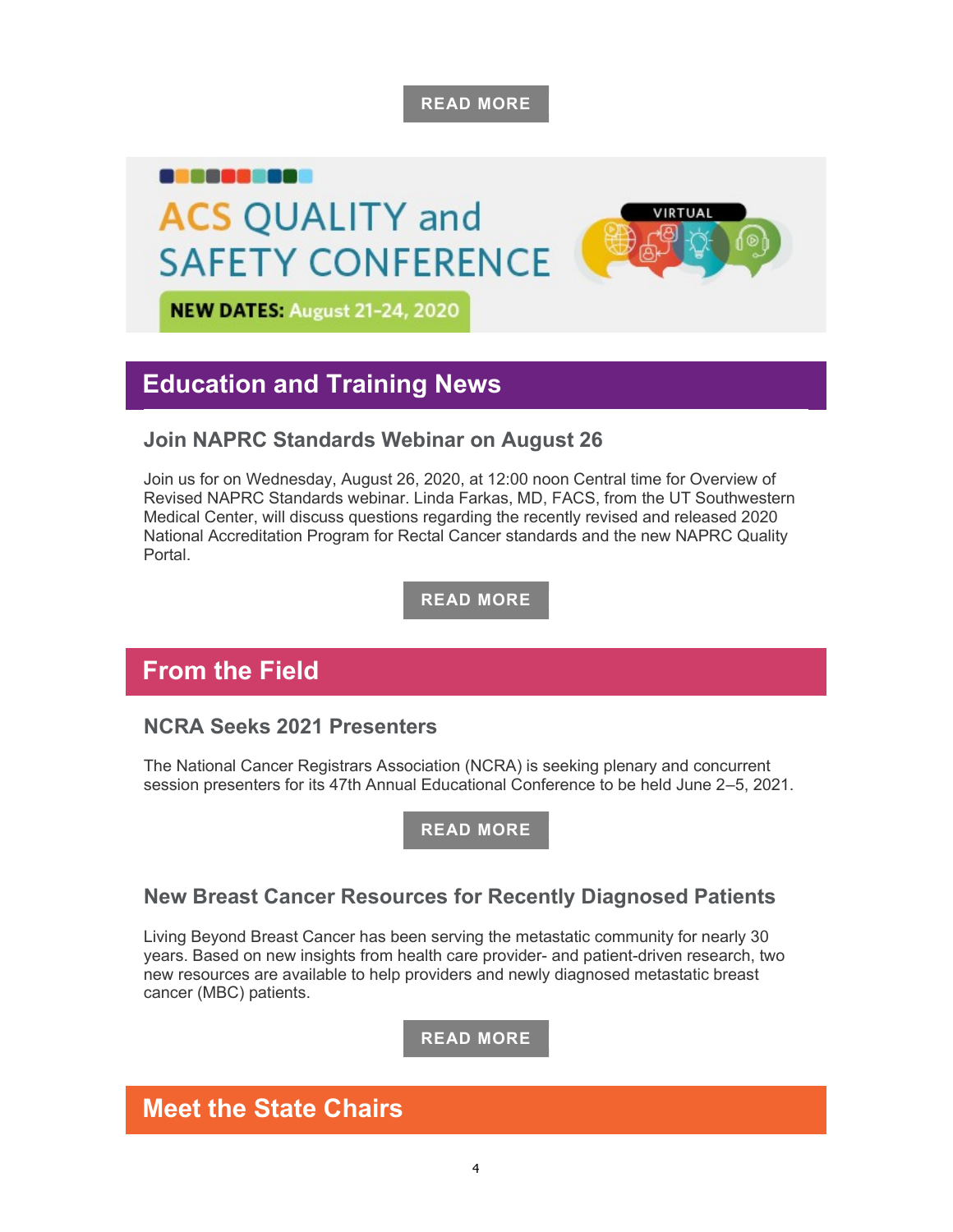READ MORE

ACS QUALITY and SAFETY CONFERENCE

VIRTUAL

NEW DATES: August 21-24, 2020

## Education and Training News

### Join NAPRC Standards Webinar on August 26

Join us for on Wednesday, August 26, 2020, at 12:00 noon Central time for Overview of Revised NAPRC Standards webinar. Linda Farkas, MD, FACS, from the UT Southwestern Medical Center, will discuss questions regarding the recently revised and released 2020 National Accreditation Program for Rectal Cancer standards and the new NAPRC Quality Portal.

READ MORE

## From the Field

### NCRA Seeks 2021 Presenters

The National Cancer Registrars Association (NCRA) is seeking plenary and concurrent session presenters for its 47th Annual Educational Conference to be held June 2–5, 2021.

READ MORE

### New Breast Cancer Resources for Recently Diagnosed Patients

Living Beyond Breast Cancer has been serving the metastatic community for nearly 30 years. Based on new insights from health care provider- and patient-driven research, two new resources are available to help providers and newly diagnosed metastatic breast cancer (MBC) patients.

READ MORE

## Meet the State Chairs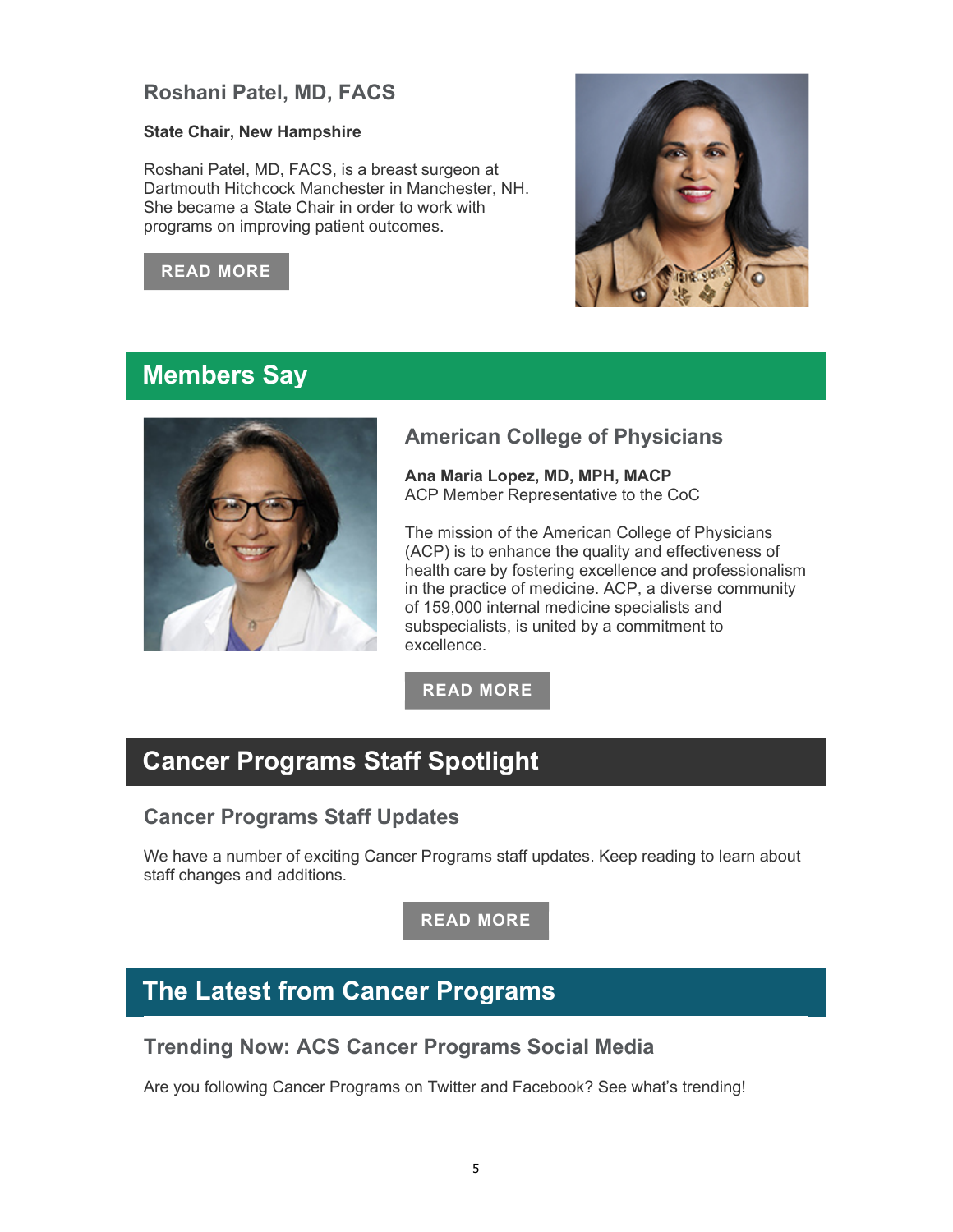### Roshani Patel, MD, FACS

**State Chair, New Hampshire**

Roshani Patel, MD, FACS, is a breast surgeon at Dartmouth Hitchcock Manchester in Manchester, NH. She became a State Chair in order to work with programs on improving patient outcomes.

READ MORE

## Members Say

### American College of Physicians

**Ana Maria Lopez, MD, MPH, MACP**
ACP Member Representative to the CoC

The mission of the American College of Physicians (ACP) is to enhance the quality and effectiveness of health care by fostering excellence and professionalism in the practice of medicine. ACP, a diverse community of 159,000 internal medicine specialists and subspecialists, is united by a commitment to excellence.

READ MORE

## Cancer Programs Staff Spotlight

### Cancer Programs Staff Updates

We have a number of exciting Cancer Programs staff updates. Keep reading to learn about staff changes and additions.

READ MORE

## The Latest from Cancer Programs

### Trending Now: ACS Cancer Programs Social Media

Are you following Cancer Programs on Twitter and Facebook? See what's trending!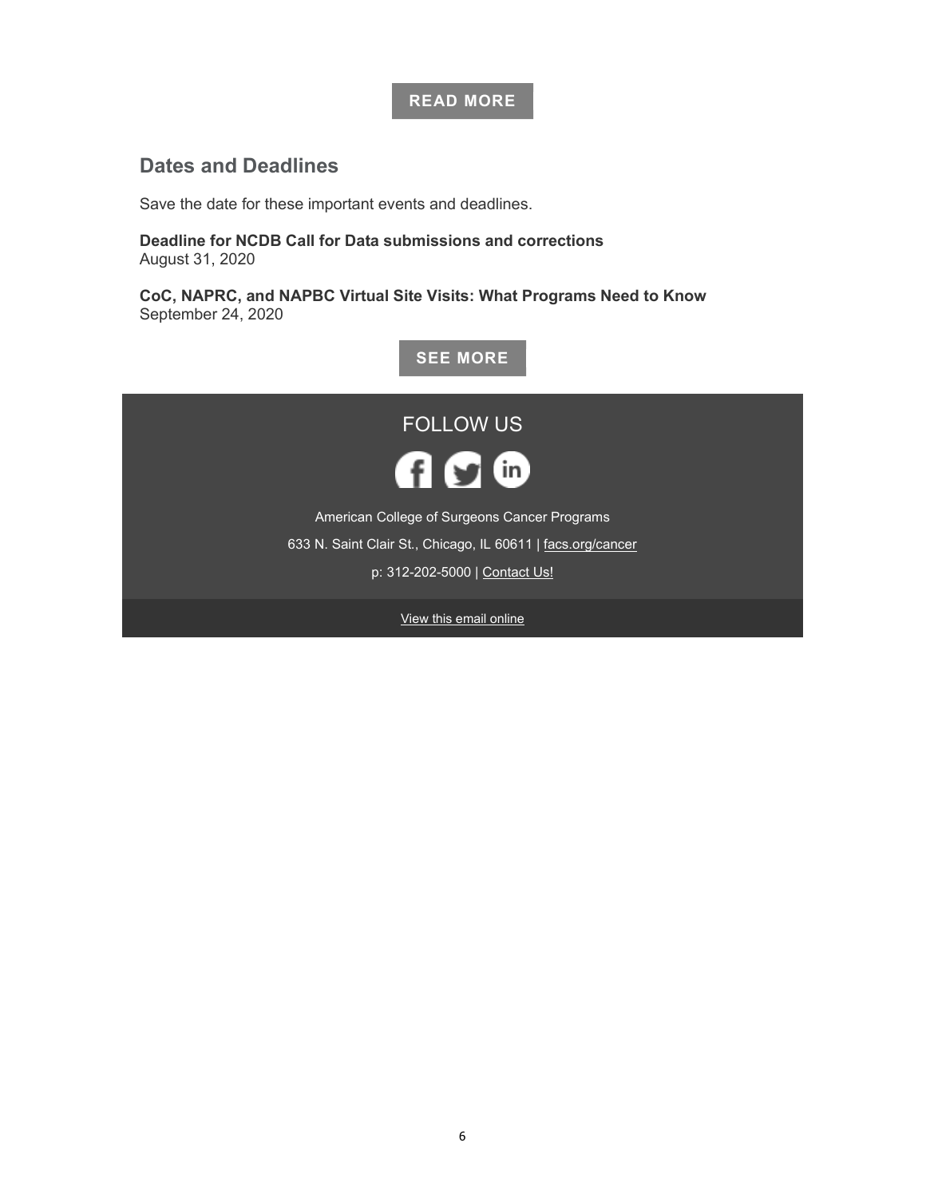READ MORE

## Dates and Deadlines

Save the date for these important events and deadlines.

**Deadline for NCDB Call for Data submissions and corrections**
August 31, 2020

**CoC, NAPRC, and NAPBC Virtual Site Visits: What Programs Need to Know**
September 24, 2020

SEE MORE

FOLLOW US

American College of Surgeons Cancer Programs

633 N. Saint Clair St., Chicago, IL 60611 | facs.org/cancer

p: 312-202-5000 | Contact Us!

View this email online